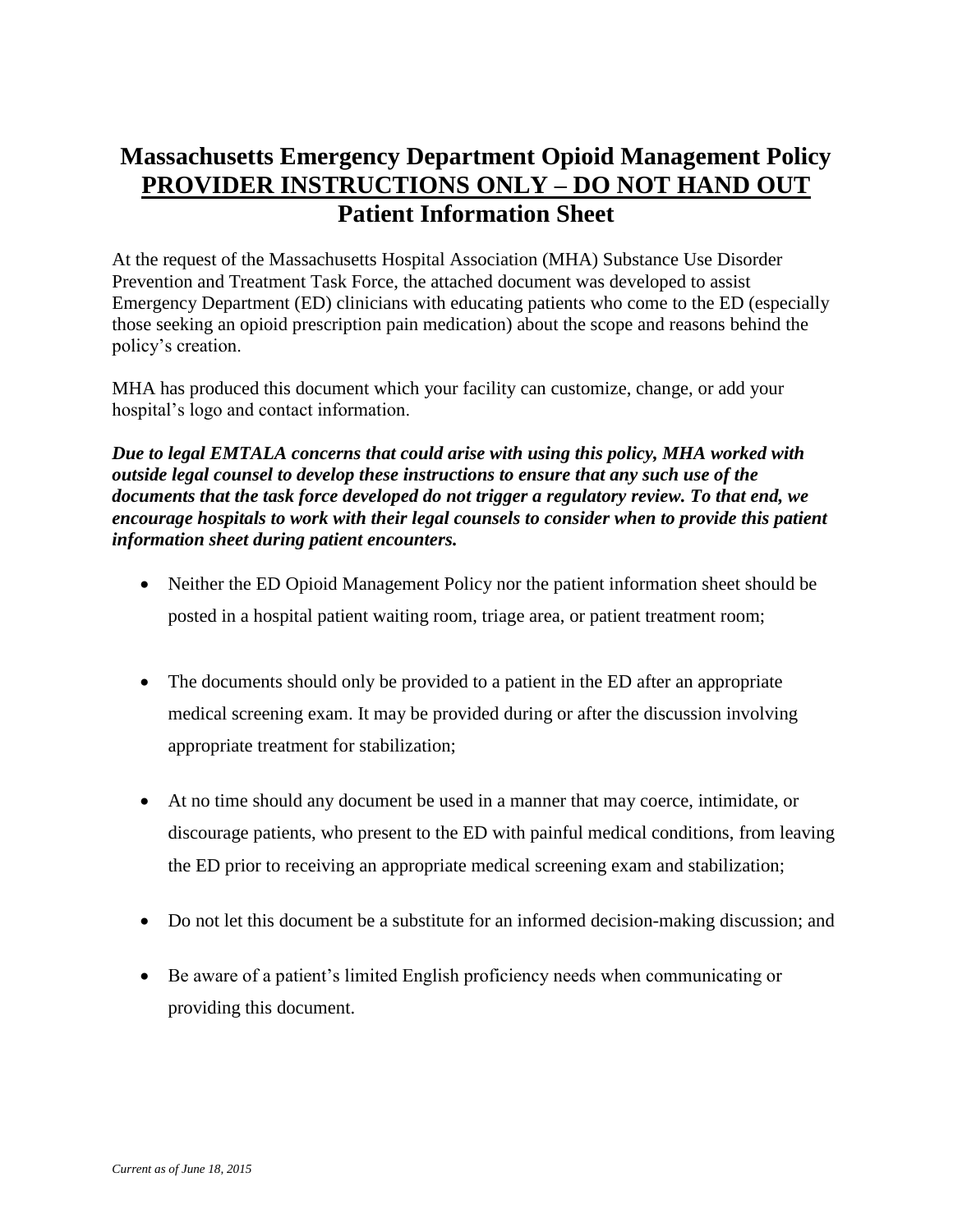# Massachusetts Emergency Department Opioid Management Policy
## <u>PROVIDER INSTRUCTIONS ONLY – DO NOT HAND OUT</u>
## Patient Information Sheet

At the request of the Massachusetts Hospital Association (MHA) Substance Use Disorder Prevention and Treatment Task Force, the attached document was developed to assist Emergency Department (ED) clinicians with educating patients who come to the ED (especially those seeking an opioid prescription pain medication) about the scope and reasons behind the policy's creation.

MHA has produced this document which your facility can customize, change, or add your hospital's logo and contact information.

***Due to legal EMTALA concerns that could arise with using this policy, MHA worked with outside legal counsel to develop these instructions to ensure that any such use of the documents that the task force developed do not trigger a regulatory review. To that end, we encourage hospitals to work with their legal counsels to consider when to provide this patient information sheet during patient encounters.***

- Neither the ED Opioid Management Policy nor the patient information sheet should be posted in a hospital patient waiting room, triage area, or patient treatment room;
- The documents should only be provided to a patient in the ED after an appropriate medical screening exam. It may be provided during or after the discussion involving appropriate treatment for stabilization;
- At no time should any document be used in a manner that may coerce, intimidate, or discourage patients, who present to the ED with painful medical conditions, from leaving the ED prior to receiving an appropriate medical screening exam and stabilization;
- Do not let this document be a substitute for an informed decision-making discussion; and
- Be aware of a patient's limited English proficiency needs when communicating or providing this document.

*Current as of June 18, 2015*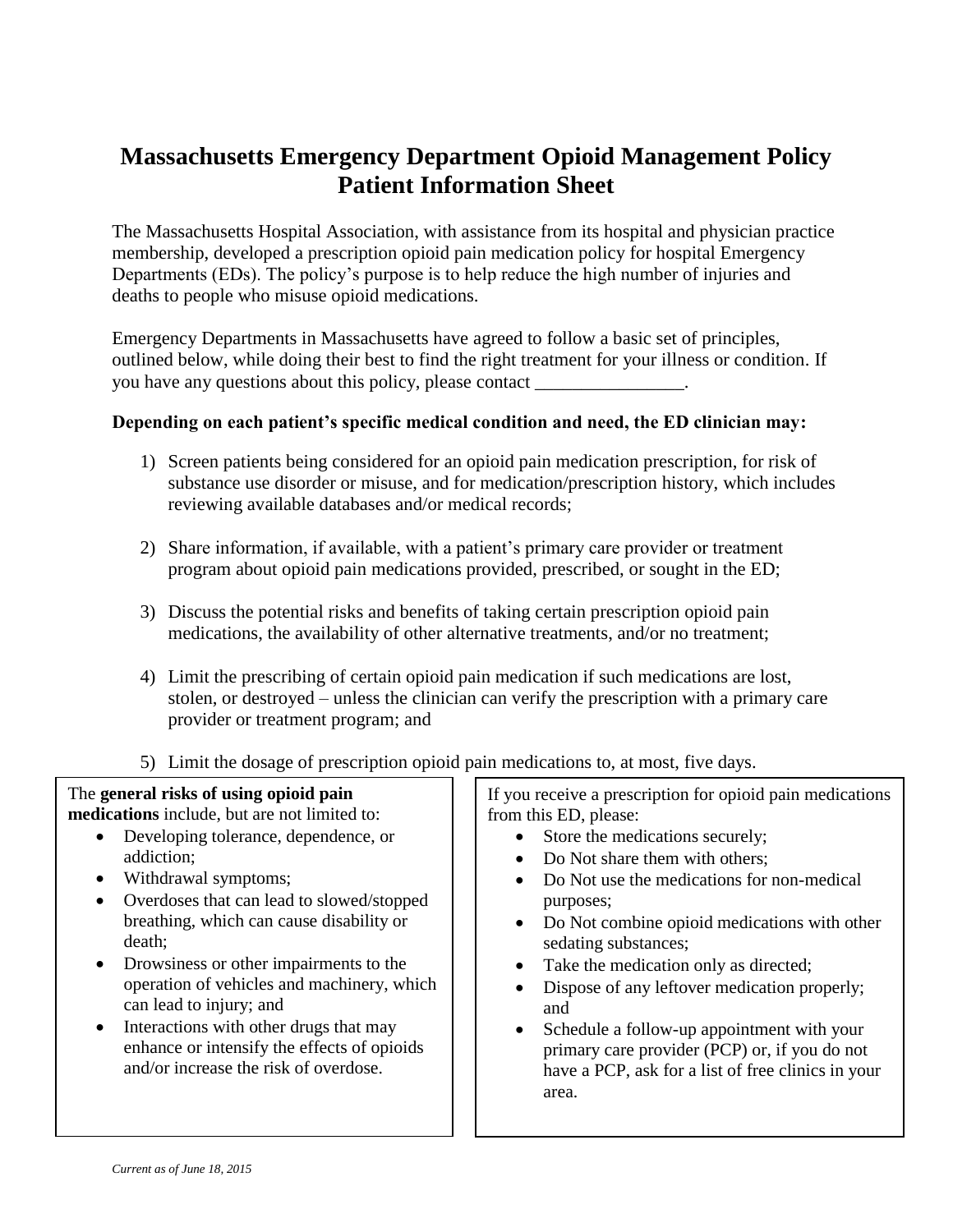# Massachusetts Emergency Department Opioid Management Policy Patient Information Sheet

The Massachusetts Hospital Association, with assistance from its hospital and physician practice membership, developed a prescription opioid pain medication policy for hospital Emergency Departments (EDs). The policy's purpose is to help reduce the high number of injuries and deaths to people who misuse opioid medications.

Emergency Departments in Massachusetts have agreed to follow a basic set of principles, outlined below, while doing their best to find the right treatment for your illness or condition. If you have any questions about this policy, please contact ________________.

**Depending on each patient's specific medical condition and need, the ED clinician may:**

1) Screen patients being considered for an opioid pain medication prescription, for risk of substance use disorder or misuse, and for medication/prescription history, which includes reviewing available databases and/or medical records;

2) Share information, if available, with a patient's primary care provider or treatment program about opioid pain medications provided, prescribed, or sought in the ED;

3) Discuss the potential risks and benefits of taking certain prescription opioid pain medications, the availability of other alternative treatments, and/or no treatment;

4) Limit the prescribing of certain opioid pain medication if such medications are lost, stolen, or destroyed – unless the clinician can verify the prescription with a primary care provider or treatment program; and

5) Limit the dosage of prescription opioid pain medications to, at most, five days.

The **general risks of using opioid pain medications** include, but are not limited to:

- Developing tolerance, dependence, or addiction;
- Withdrawal symptoms;
- Overdoses that can lead to slowed/stopped breathing, which can cause disability or death;
- Drowsiness or other impairments to the operation of vehicles and machinery, which can lead to injury; and
- Interactions with other drugs that may enhance or intensify the effects of opioids and/or increase the risk of overdose.

If you receive a prescription for opioid pain medications from this ED, please:

- Store the medications securely;
- Do Not share them with others;
- Do Not use the medications for non-medical purposes;
- Do Not combine opioid medications with other sedating substances;
- Take the medication only as directed;
- Dispose of any leftover medication properly; and
- Schedule a follow-up appointment with your primary care provider (PCP) or, if you do not have a PCP, ask for a list of free clinics in your area.

*Current as of June 18, 2015*